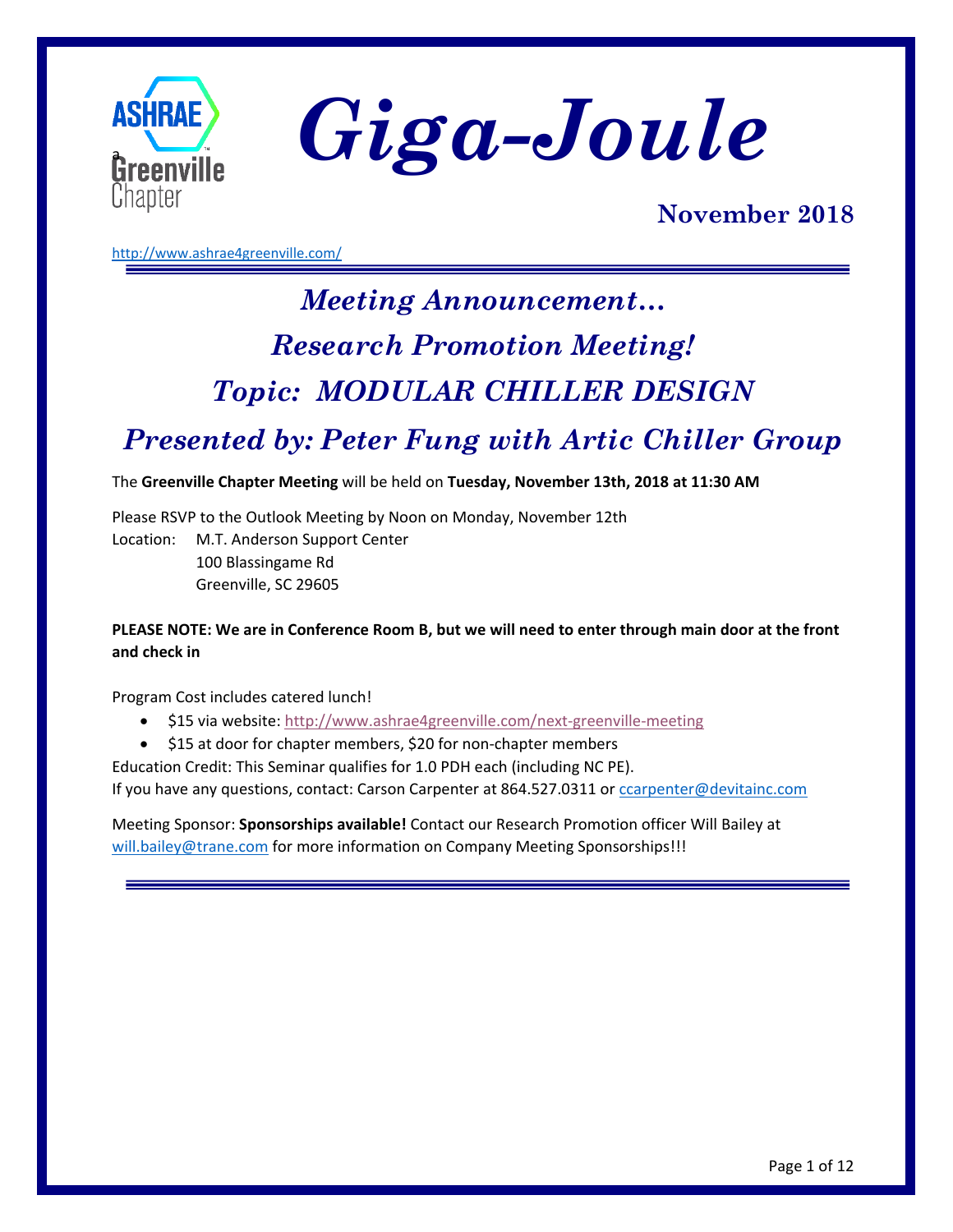ASHRAE Greenville Chapter

# *Giga-Joule*

**November 2018**

http://www.ashrae4greenville.com/

---

## *Meeting Announcement…*

## *Research Promotion Meeting!*

## *Topic: MODULAR CHILLER DESIGN*

## *Presented by: Peter Fung with Artic Chiller Group*

The **Greenville Chapter Meeting** will be held on **Tuesday, November 13th, 2018 at 11:30 AM**

Please RSVP to the Outlook Meeting by Noon on Monday, November 12th

Location: M.T. Anderson Support Center
100 Blassingame Rd
Greenville, SC 29605

**PLEASE NOTE: We are in Conference Room B, but we will need to enter through main door at the front and check in**

Program Cost includes catered lunch!

- $15 via website: http://www.ashrae4greenville.com/next-greenville-meeting
- $15 at door for chapter members, $20 for non-chapter members

Education Credit: This Seminar qualifies for 1.0 PDH each (including NC PE).
If you have any questions, contact: Carson Carpenter at 864.527.0311 or ccarpenter@devitainc.com

Meeting Sponsor: **Sponsorships available!** Contact our Research Promotion officer Will Bailey at will.bailey@trane.com for more information on Company Meeting Sponsorships!!!

---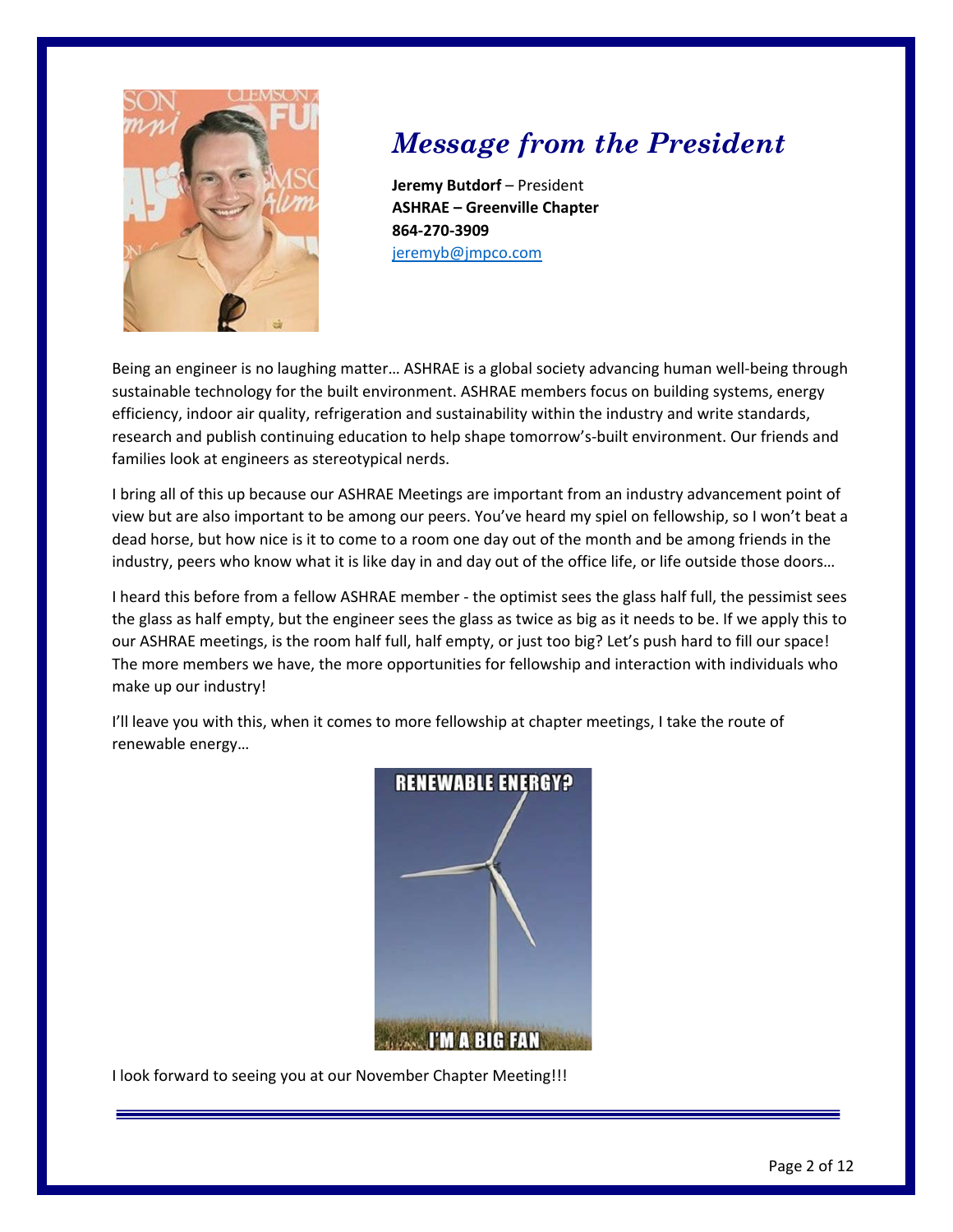# *Message from the President*

**Jeremy Butdorf** – President
**ASHRAE – Greenville Chapter**
**864-270-3909**
jeremyb@jmpco.com

Being an engineer is no laughing matter… ASHRAE is a global society advancing human well-being through sustainable technology for the built environment. ASHRAE members focus on building systems, energy efficiency, indoor air quality, refrigeration and sustainability within the industry and write standards, research and publish continuing education to help shape tomorrow's-built environment. Our friends and families look at engineers as stereotypical nerds.

I bring all of this up because our ASHRAE Meetings are important from an industry advancement point of view but are also important to be among our peers. You've heard my spiel on fellowship, so I won't beat a dead horse, but how nice is it to come to a room one day out of the month and be among friends in the industry, peers who know what it is like day in and day out of the office life, or life outside those doors…

I heard this before from a fellow ASHRAE member - the optimist sees the glass half full, the pessimist sees the glass as half empty, but the engineer sees the glass as twice as big as it needs to be. If we apply this to our ASHRAE meetings, is the room half full, half empty, or just too big? Let's push hard to fill our space! The more members we have, the more opportunities for fellowship and interaction with individuals who make up our industry!

I'll leave you with this, when it comes to more fellowship at chapter meetings, I take the route of renewable energy…

RENEWABLE ENERGY?

I'M A BIG FAN

I look forward to seeing you at our November Chapter Meeting!!!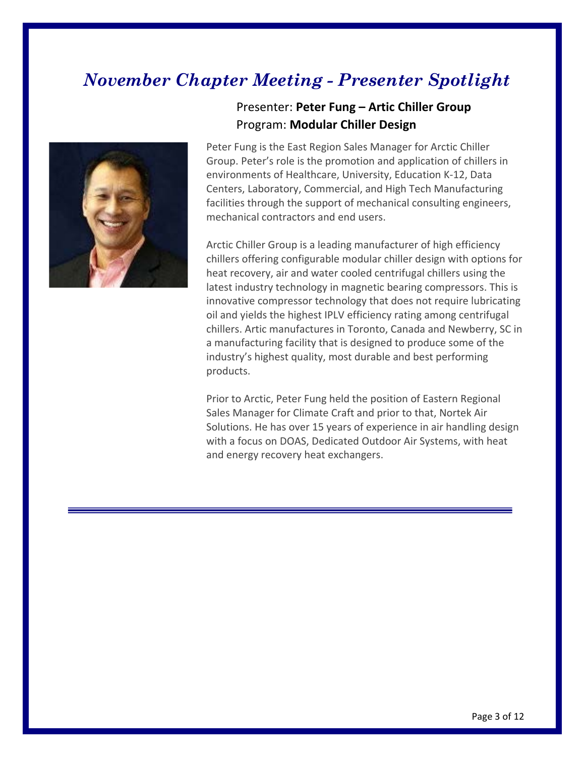# *November Chapter Meeting - Presenter Spotlight*

Presenter: **Peter Fung – Artic Chiller Group**
Program: **Modular Chiller Design**

Peter Fung is the East Region Sales Manager for Arctic Chiller Group. Peter's role is the promotion and application of chillers in environments of Healthcare, University, Education K-12, Data Centers, Laboratory, Commercial, and High Tech Manufacturing facilities through the support of mechanical consulting engineers, mechanical contractors and end users.

Arctic Chiller Group is a leading manufacturer of high efficiency chillers offering configurable modular chiller design with options for heat recovery, air and water cooled centrifugal chillers using the latest industry technology in magnetic bearing compressors. This is innovative compressor technology that does not require lubricating oil and yields the highest IPLV efficiency rating among centrifugal chillers. Artic manufactures in Toronto, Canada and Newberry, SC in a manufacturing facility that is designed to produce some of the industry's highest quality, most durable and best performing products.

Prior to Arctic, Peter Fung held the position of Eastern Regional Sales Manager for Climate Craft and prior to that, Nortek Air Solutions. He has over 15 years of experience in air handling design with a focus on DOAS, Dedicated Outdoor Air Systems, with heat and energy recovery heat exchangers.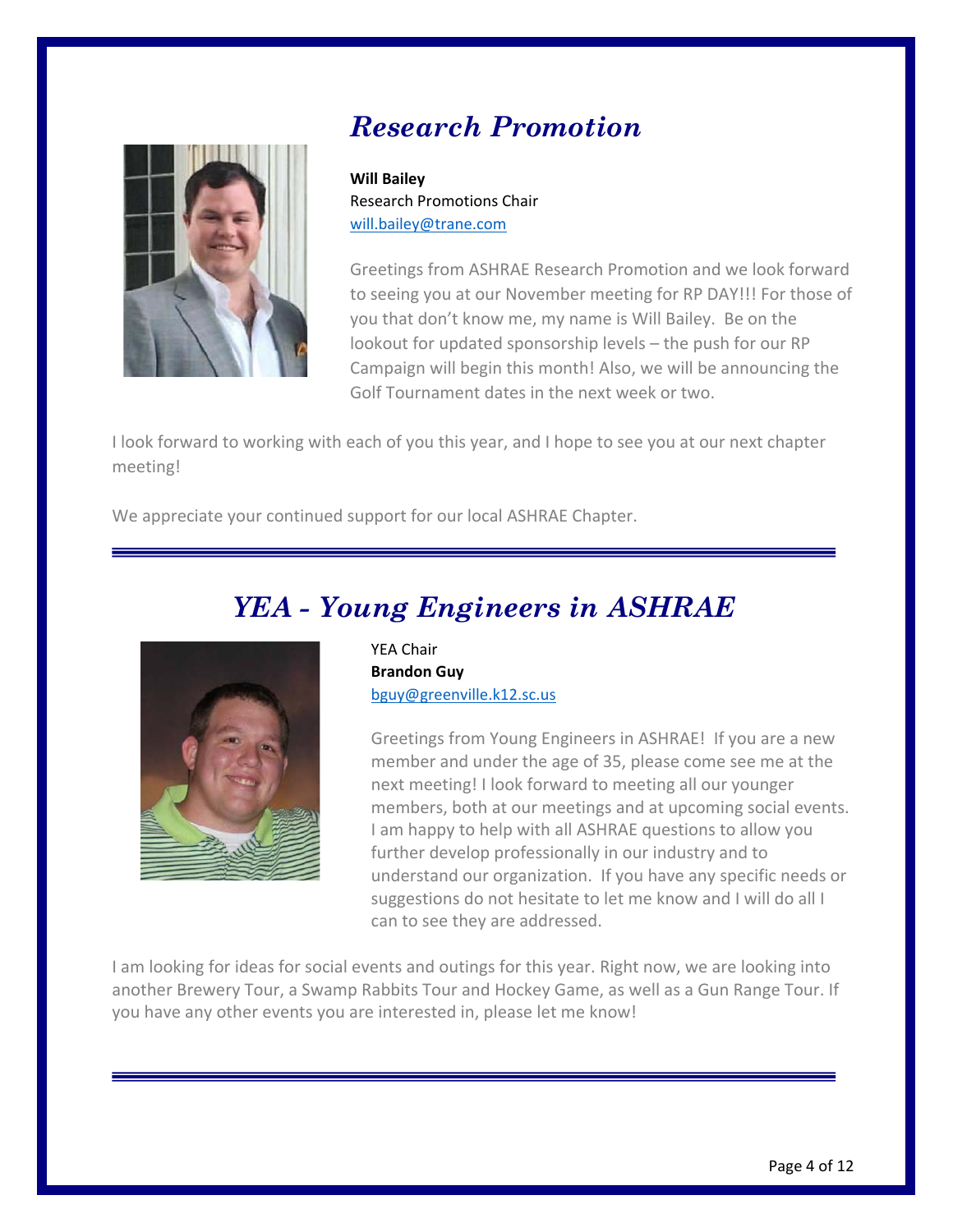## *Research Promotion*

**Will Bailey**
Research Promotions Chair
will.bailey@trane.com

Greetings from ASHRAE Research Promotion and we look forward to seeing you at our November meeting for RP DAY!!! For those of you that don't know me, my name is Will Bailey. Be on the lookout for updated sponsorship levels – the push for our RP Campaign will begin this month! Also, we will be announcing the Golf Tournament dates in the next week or two.

I look forward to working with each of you this year, and I hope to see you at our next chapter meeting!

We appreciate your continued support for our local ASHRAE Chapter.

---

## *YEA - Young Engineers in ASHRAE*

YEA Chair
**Brandon Guy**
bguy@greenville.k12.sc.us

Greetings from Young Engineers in ASHRAE! If you are a new member and under the age of 35, please come see me at the next meeting! I look forward to meeting all our younger members, both at our meetings and at upcoming social events. I am happy to help with all ASHRAE questions to allow you further develop professionally in our industry and to understand our organization. If you have any specific needs or suggestions do not hesitate to let me know and I will do all I can to see they are addressed.

I am looking for ideas for social events and outings for this year. Right now, we are looking into another Brewery Tour, a Swamp Rabbits Tour and Hockey Game, as well as a Gun Range Tour. If you have any other events you are interested in, please let me know!

---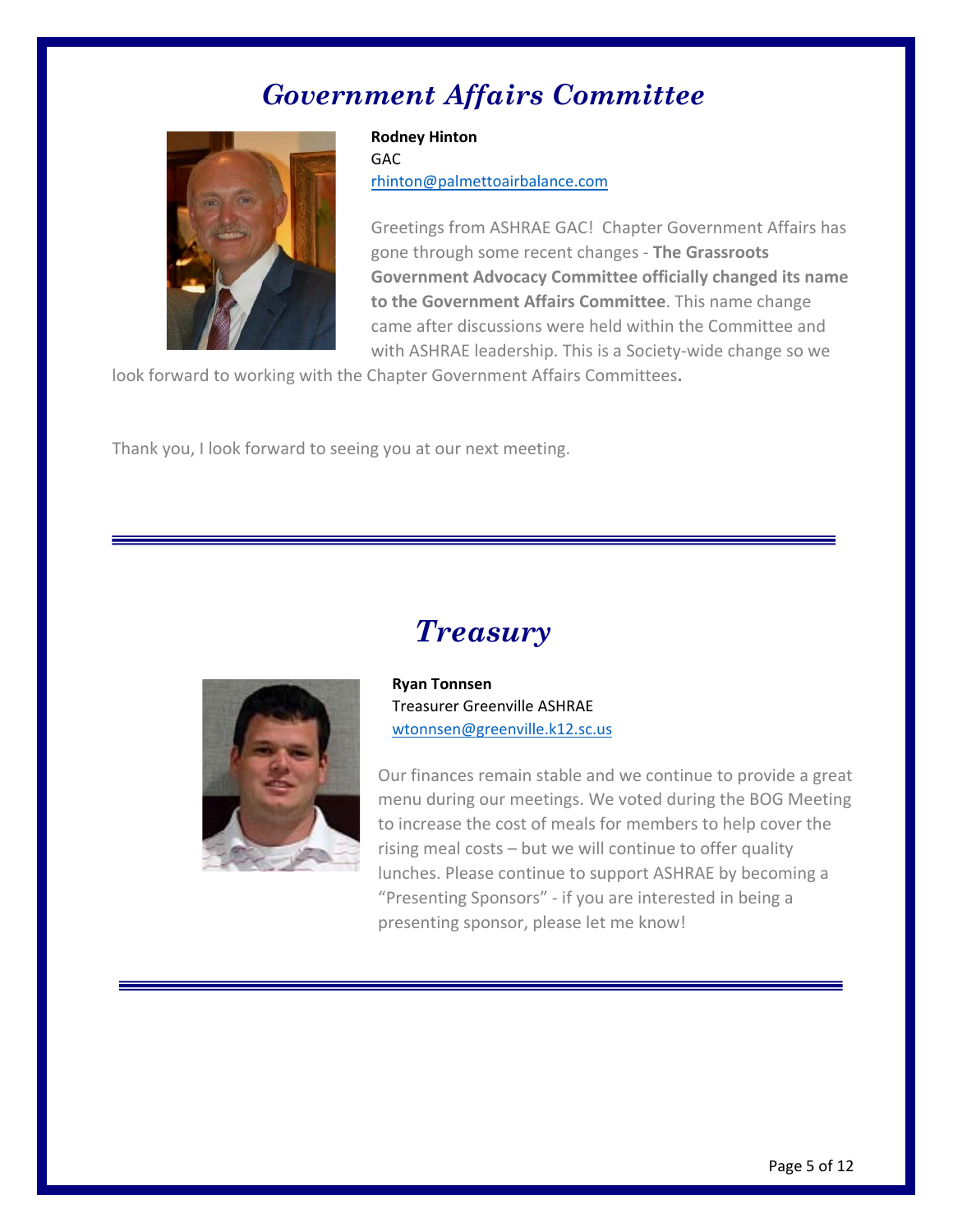## *Government Affairs Committee*

**Rodney Hinton**
GAC
rhinton@palmettoairbalance.com

Greetings from ASHRAE GAC! Chapter Government Affairs has gone through some recent changes - **The Grassroots Government Advocacy Committee officially changed its name to the Government Affairs Committee**. This name change came after discussions were held within the Committee and with ASHRAE leadership. This is a Society-wide change so we look forward to working with the Chapter Government Affairs Committees**.**

Thank you, I look forward to seeing you at our next meeting.

---

## *Treasury*

**Ryan Tonnsen**
Treasurer Greenville ASHRAE
wtonnsen@greenville.k12.sc.us

Our finances remain stable and we continue to provide a great menu during our meetings. We voted during the BOG Meeting to increase the cost of meals for members to help cover the rising meal costs – but we will continue to offer quality lunches. Please continue to support ASHRAE by becoming a "Presenting Sponsors" - if you are interested in being a presenting sponsor, please let me know!

---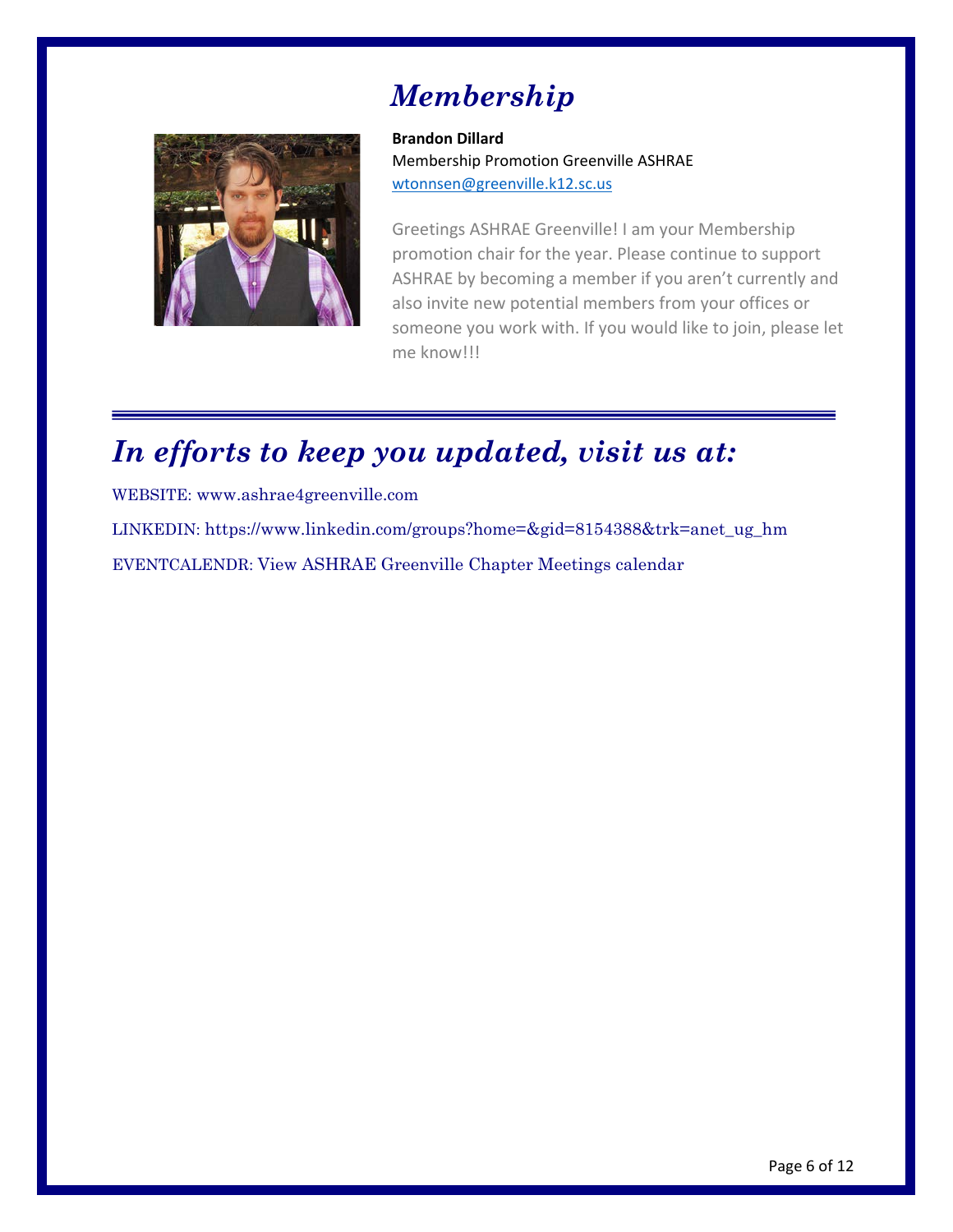# Membership

**Brandon Dillard**
Membership Promotion Greenville ASHRAE
wtonnsen@greenville.k12.sc.us

Greetings ASHRAE Greenville! I am your Membership promotion chair for the year. Please continue to support ASHRAE by becoming a member if you aren't currently and also invite new potential members from your offices or someone you work with. If you would like to join, please let me know!!!

---

# In efforts to keep you updated, visit us at:

WEBSITE: www.ashrae4greenville.com

LINKEDIN: https://www.linkedin.com/groups?home=&gid=8154388&trk=anet_ug_hm

EVENTCALENDR: View ASHRAE Greenville Chapter Meetings calendar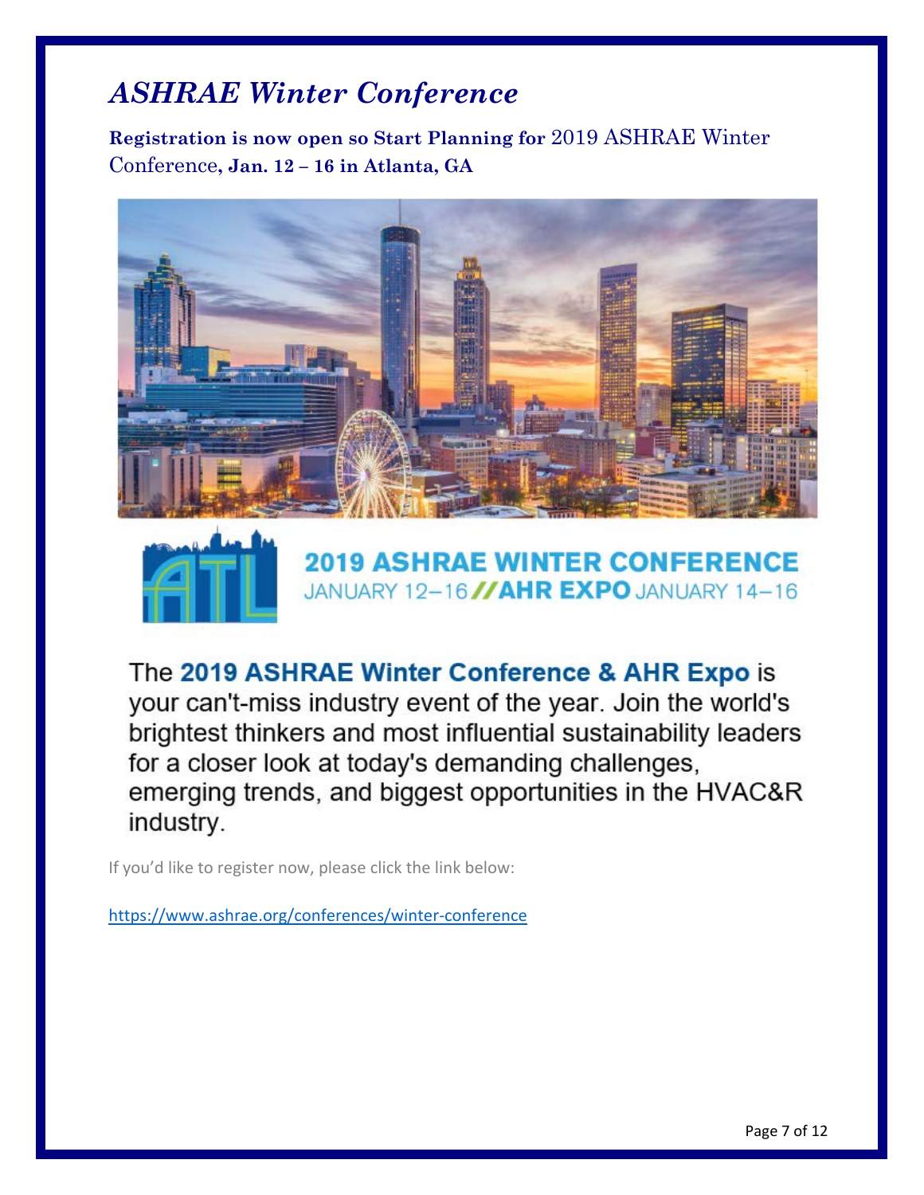# *ASHRAE Winter Conference*

**Registration is now open so Start Planning for** 2019 ASHRAE Winter Conference**, Jan. 12 – 16 in Atlanta, GA**

**2019 ASHRAE WINTER CONFERENCE**

JANUARY 12–16 // **AHR EXPO** JANUARY 14–16

The **2019 ASHRAE Winter Conference & AHR Expo** is your can't-miss industry event of the year. Join the world's brightest thinkers and most influential sustainability leaders for a closer look at today's demanding challenges, emerging trends, and biggest opportunities in the HVAC&R industry.

If you'd like to register now, please click the link below:

https://www.ashrae.org/conferences/winter-conference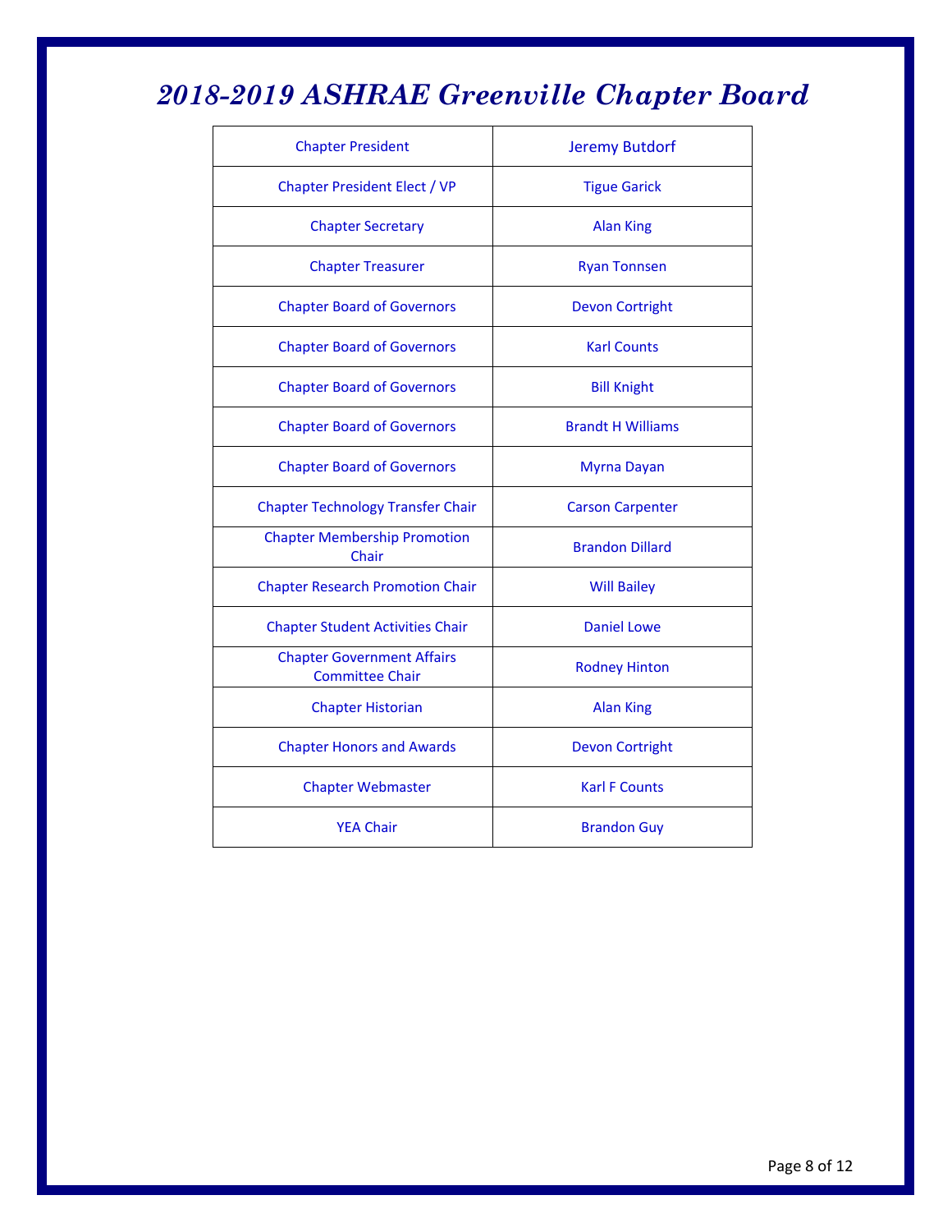# *2018-2019 ASHRAE Greenville Chapter Board*

| | |
|---|---|
| Chapter President | Jeremy Butdorf |
| Chapter President Elect / VP | Tigue Garick |
| Chapter Secretary | Alan King |
| Chapter Treasurer | Ryan Tonnsen |
| Chapter Board of Governors | Devon Cortright |
| Chapter Board of Governors | Karl Counts |
| Chapter Board of Governors | Bill Knight |
| Chapter Board of Governors | Brandt H Williams |
| Chapter Board of Governors | Myrna Dayan |
| Chapter Technology Transfer Chair | Carson Carpenter |
| Chapter Membership Promotion Chair | Brandon Dillard |
| Chapter Research Promotion Chair | Will Bailey |
| Chapter Student Activities Chair | Daniel Lowe |
| Chapter Government Affairs Committee Chair | Rodney Hinton |
| Chapter Historian | Alan King |
| Chapter Honors and Awards | Devon Cortright |
| Chapter Webmaster | Karl F Counts |
| YEA Chair | Brandon Guy |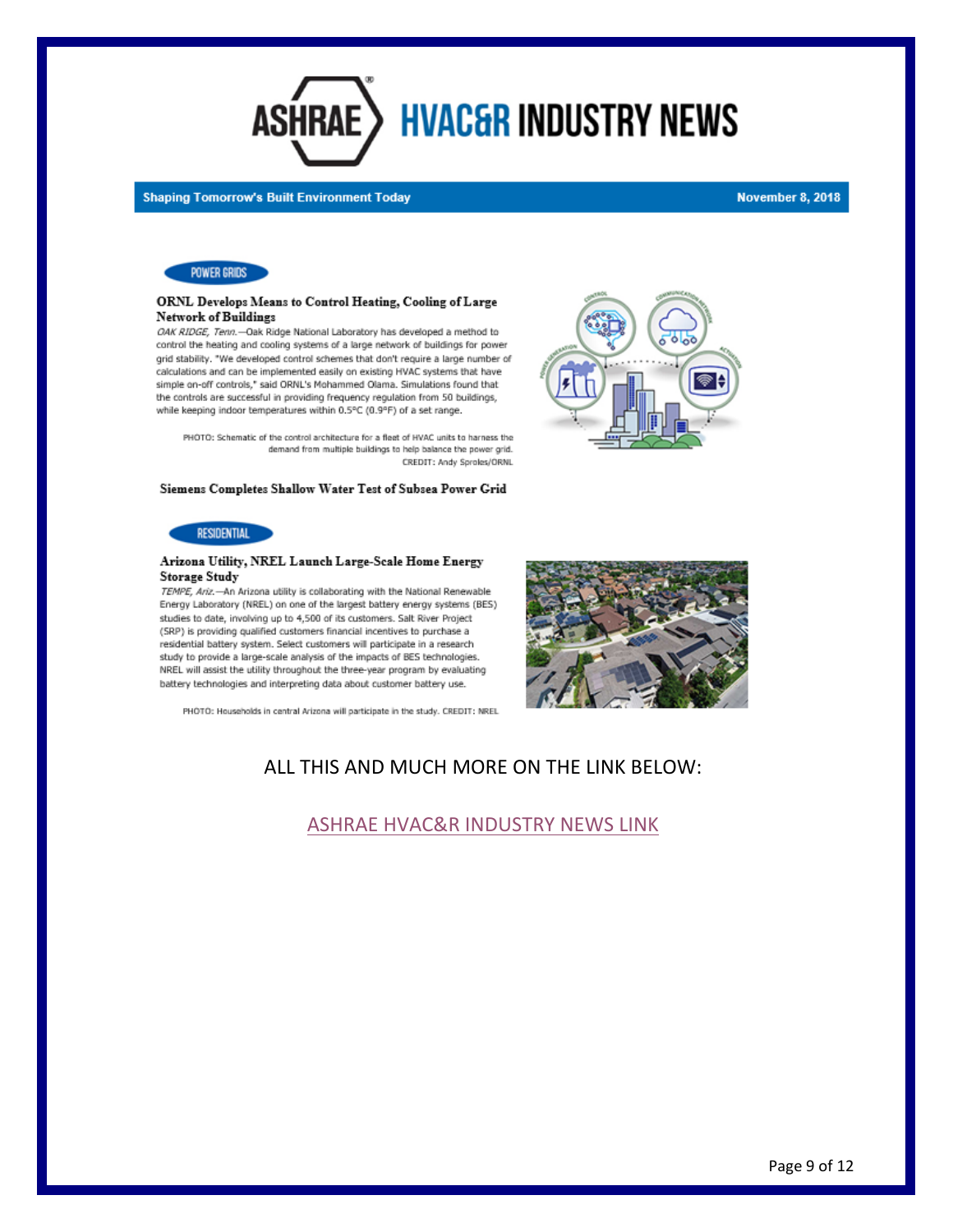# ASHRAE HVAC&R INDUSTRY NEWS

**Shaping Tomorrow's Built Environment Today** — **November 8, 2018**

POWER GRIDS

### ORNL Develops Means to Control Heating, Cooling of Large Network of Buildings

*OAK RIDGE, Tenn.*—Oak Ridge National Laboratory has developed a method to control the heating and cooling systems of a large network of buildings for power grid stability. "We developed control schemes that don't require a large number of calculations and can be implemented easily on existing HVAC systems that have simple on-off controls," said ORNL's Mohammed Olama. Simulations found that the controls are successful in providing frequency regulation from 50 buildings, while keeping indoor temperatures within 0.5°C (0.9°F) of a set range.

PHOTO: Schematic of the control architecture for a fleet of HVAC units to harness the demand from multiple buildings to help balance the power grid. CREDIT: Andy Sproles/ORNL

### Siemens Completes Shallow Water Test of Subsea Power Grid

RESIDENTIAL

### Arizona Utility, NREL Launch Large-Scale Home Energy Storage Study

*TEMPE, Ariz.*—An Arizona utility is collaborating with the National Renewable Energy Laboratory (NREL) on one of the largest battery energy systems (BES) studies to date, involving up to 4,500 of its customers. Salt River Project (SRP) is providing qualified customers financial incentives to purchase a residential battery system. Select customers will participate in a research study to provide a large-scale analysis of the impacts of BES technologies. NREL will assist the utility throughout the three-year program by evaluating battery technologies and interpreting data about customer battery use.

PHOTO: Households in central Arizona will participate in the study. CREDIT: NREL

ALL THIS AND MUCH MORE ON THE LINK BELOW:

[ASHRAE HVAC&R INDUSTRY NEWS LINK]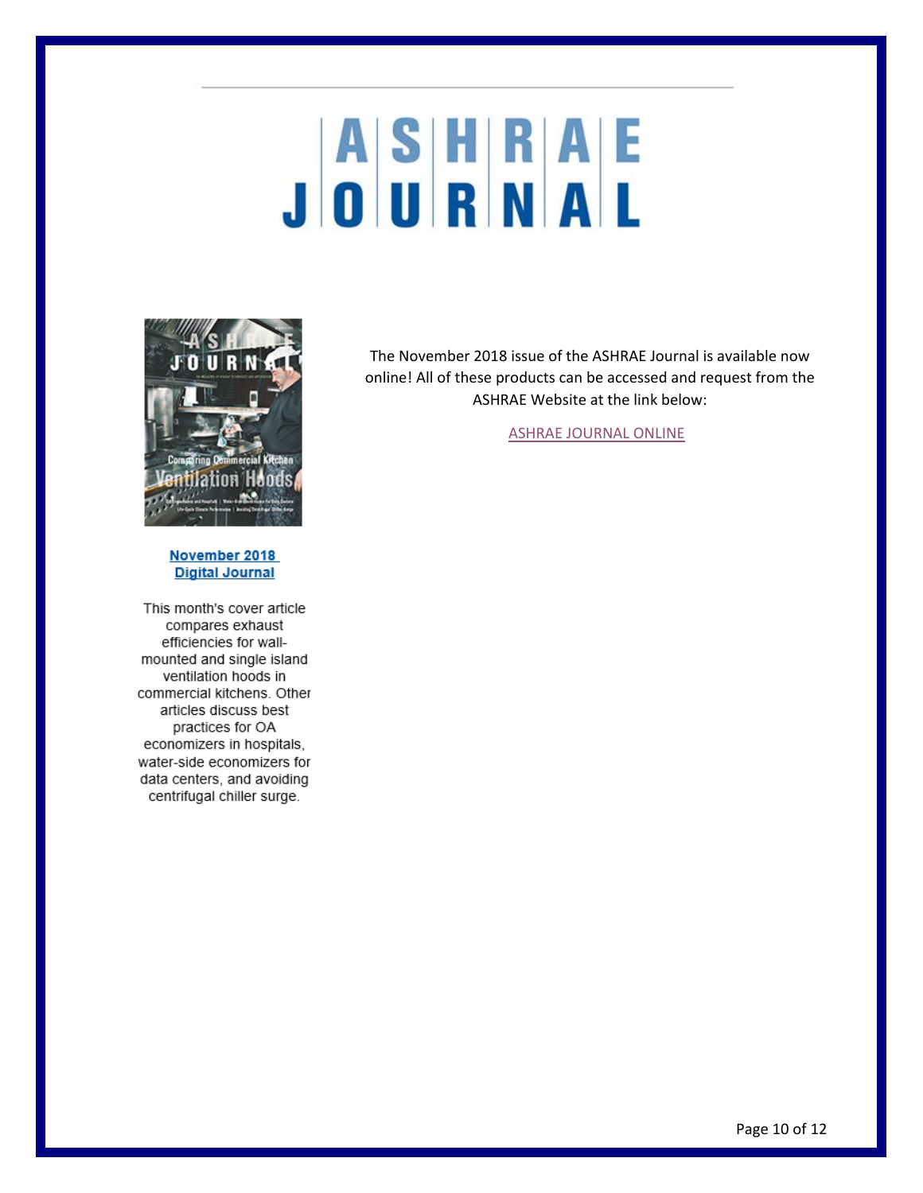# ASHRAE JOURNAL

The November 2018 issue of the ASHRAE Journal is available now online! All of these products can be accessed and request from the ASHRAE Website at the link below:

ASHRAE JOURNAL ONLINE

**November 2018 Digital Journal**

This month's cover article compares exhaust efficiencies for wall-mounted and single island ventilation hoods in commercial kitchens. Other articles discuss best practices for OA economizers in hospitals, water-side economizers for data centers, and avoiding centrifugal chiller surge.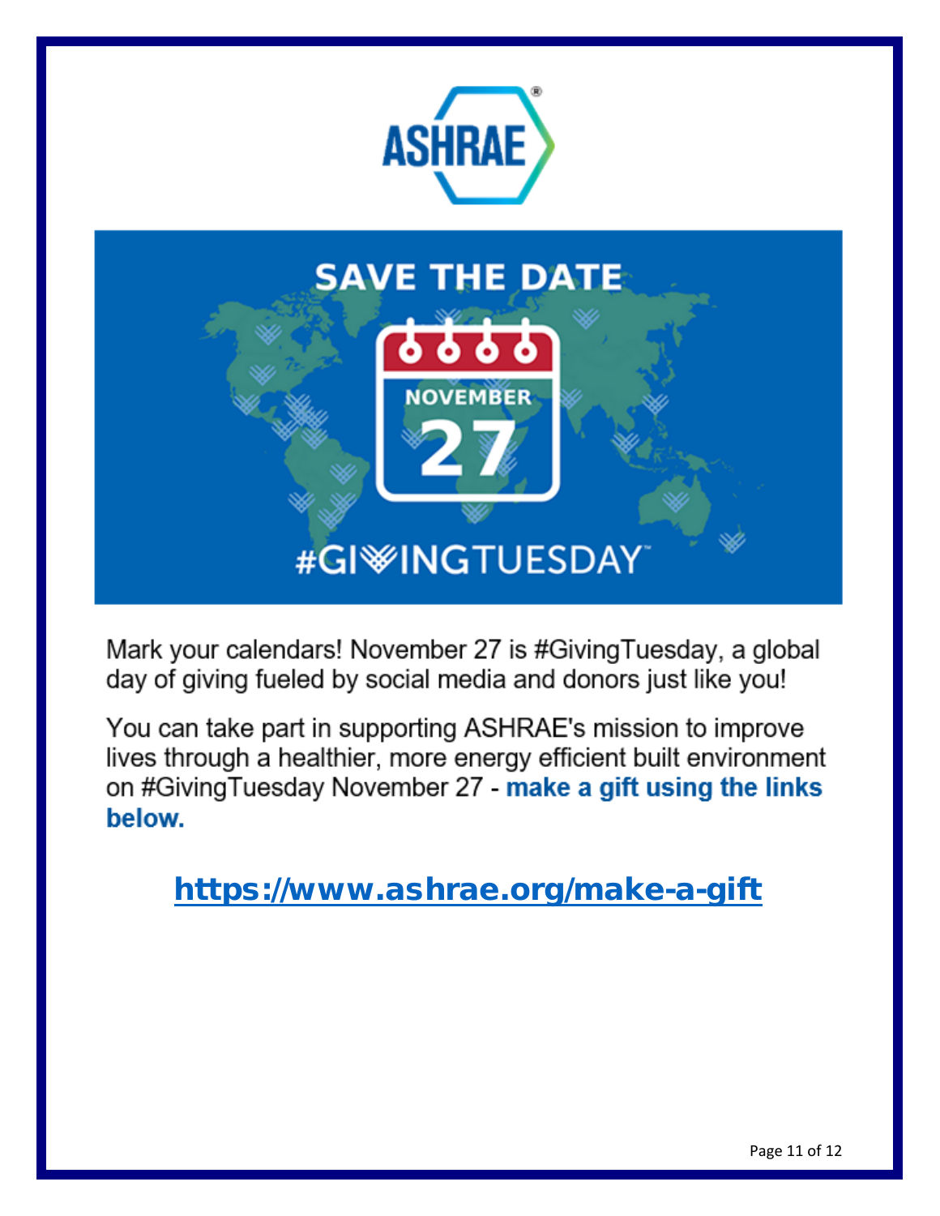ASHRAE

SAVE THE DATE

NOVEMBER 27

#GIVINGTUESDAY

Mark your calendars! November 27 is #GivingTuesday, a global day of giving fueled by social media and donors just like you!

You can take part in supporting ASHRAE's mission to improve lives through a healthier, more energy efficient built environment on #GivingTuesday November 27 - **make a gift using the links below.**

**https://www.ashrae.org/make-a-gift**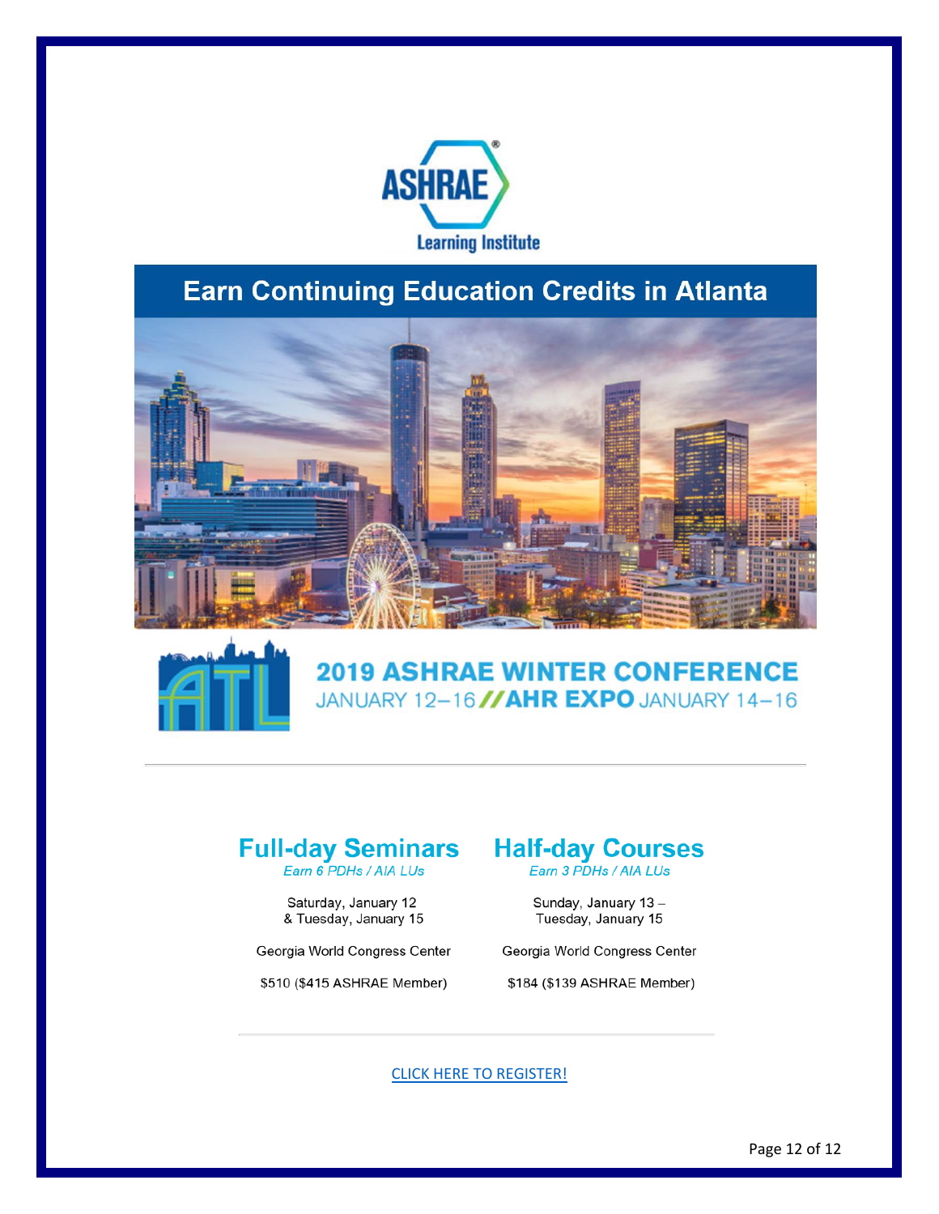ASHRAE Learning Institute

# Earn Continuing Education Credits in Atlanta

## 2019 ASHRAE WINTER CONFERENCE

JANUARY 12–16 // AHR EXPO JANUARY 14–16

---

### Full-day Seminars

*Earn 6 PDHs / AIA LUs*

Saturday, January 12
& Tuesday, January 15

Georgia World Congress Center

$510 ($415 ASHRAE Member)

### Half-day Courses

*Earn 3 PDHs / AIA LUs*

Sunday, January 13 –
Tuesday, January 15

Georgia World Congress Center

$184 ($139 ASHRAE Member)

---

CLICK HERE TO REGISTER!